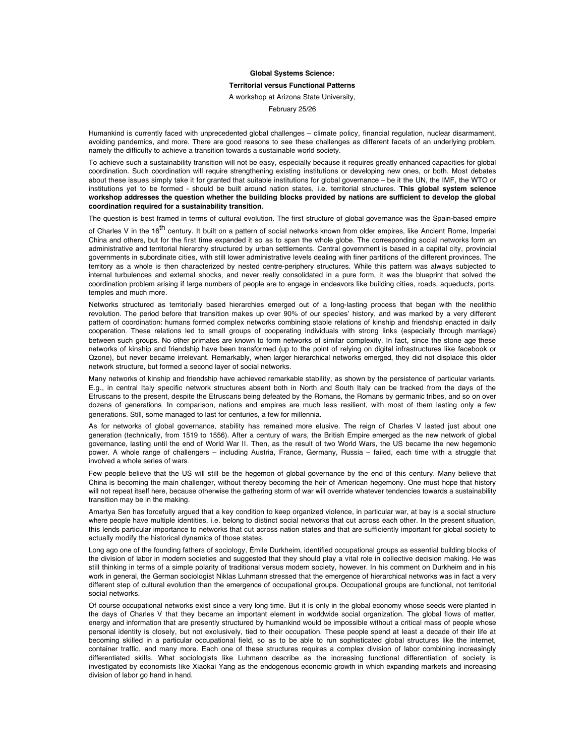**Global Systems Science:**

**Territorial versus Functional Patterns**

A workshop at Arizona State University,

February 25/26

Humankind is currently faced with unprecedented global challenges – climate policy, financial regulation, nuclear disarmament, avoiding pandemics, and more. There are good reasons to see these challenges as different facets of an underlying problem, namely the difficulty to achieve a transition towards a sustainable world society.

To achieve such a sustainability transition will not be easy, especially because it requires greatly enhanced capacities for global coordination. Such coordination will require strengthening existing institutions or developing new ones, or both. Most debates about these issues simply take it for granted that suitable institutions for global governance – be it the UN, the IMF, the WTO or institutions yet to be formed - should be built around nation states, i.e. territorial structures. **This global system science workshop addresses the question whether the building blocks provided by nations are sufficient to develop the global coordination required for a sustainability transition.**

The question is best framed in terms of cultural evolution. The first structure of global governance was the Spain-based empire of Charles V in the 16th century. It built on a pattern of social networks known from older empires, like Ancient Rome, Imperial China and others, but for the first time expanded it so as to span the whole globe. The corresponding social networks form an administrative and territorial hierarchy structured by urban settlements. Central government is based in a capital city, provincial governments in subordinate cities, with still lower administrative levels dealing with finer partitions of the different provinces. The territory as a whole is then characterized by nested centre-periphery structures. While this pattern was always subjected to internal turbulences and external shocks, and never really consolidated in a pure form, it was the blueprint that solved the coordination problem arising if large numbers of people are to engage in endeavors like building cities, roads, aqueducts, ports, temples and much more.

Networks structured as territorially based hierarchies emerged out of a long-lasting process that began with the neolithic revolution. The period before that transition makes up over 90% of our species' history, and was marked by a very different pattern of coordination: humans formed complex networks combining stable relations of kinship and friendship enacted in daily cooperation. These relations led to small groups of cooperating individuals with strong links (especially through marriage) between such groups. No other primates are known to form networks of similar complexity. In fact, since the stone age these networks of kinship and friendship have been transformed (up to the point of relying on digital infrastructures like facebook or Qzone), but never became irrelevant. Remarkably, when larger hierarchical networks emerged, they did not displace this older network structure, but formed a second layer of social networks.

Many networks of kinship and friendship have achieved remarkable stability, as shown by the persistence of particular variants. E.g., in central Italy specific network structures absent both in North and South Italy can be tracked from the days of the Etruscans to the present, despite the Etruscans being defeated by the Romans, the Romans by germanic tribes, and so on over dozens of generations. In comparison, nations and empires are much less resilient, with most of them lasting only a few generations. Still, some managed to last for centuries, a few for millennia.

As for networks of global governance, stability has remained more elusive. The reign of Charles V lasted just about one generation (technically, from 1519 to 1556). After a century of wars, the British Empire emerged as the new network of global governance, lasting until the end of World War II. Then, as the result of two World Wars, the US became the new hegemonic power. A whole range of challengers – including Austria, France, Germany, Russia – failed, each time with a struggle that involved a whole series of wars.

Few people believe that the US will still be the hegemon of global governance by the end of this century. Many believe that China is becoming the main challenger, without thereby becoming the heir of American hegemony. One must hope that history will not repeat itself here, because otherwise the gathering storm of war will override whatever tendencies towards a sustainability transition may be in the making.

Amartya Sen has forcefully argued that a key condition to keep organized violence, in particular war, at bay is a social structure where people have multiple identities, i.e. belong to distinct social networks that cut across each other. In the present situation, this lends particular importance to networks that cut across nation states and that are sufficiently important for global society to actually modify the historical dynamics of those states.

Long ago one of the founding fathers of sociology, Émile Durkheim, identified occupational groups as essential building blocks of the division of labor in modern societies and suggested that they should play a vital role in collective decision making. He was still thinking in terms of a simple polarity of traditional versus modern society, however. In his comment on Durkheim and in his work in general, the German sociologist Niklas Luhmann stressed that the emergence of hierarchical networks was in fact a very different step of cultural evolution than the emergence of occupational groups. Occupational groups are functional, not territorial social networks.

Of course occupational networks exist since a very long time. But it is only in the global economy whose seeds were planted in the days of Charles V that they became an important element in worldwide social organization. The global flows of matter, energy and information that are presently structured by humankind would be impossible without a critical mass of people whose personal identity is closely, but not exclusively, tied to their occupation. These people spend at least a decade of their life at becoming skilled in a particular occupational field, so as to be able to run sophisticated global structures like the internet, container traffic, and many more. Each one of these structures requires a complex division of labor combining increasingly differentiated skills. What sociologists like Luhmann describe as the increasing functional differentiation of society is investigated by economists like Xiaokai Yang as the endogenous economic growth in which expanding markets and increasing division of labor go hand in hand.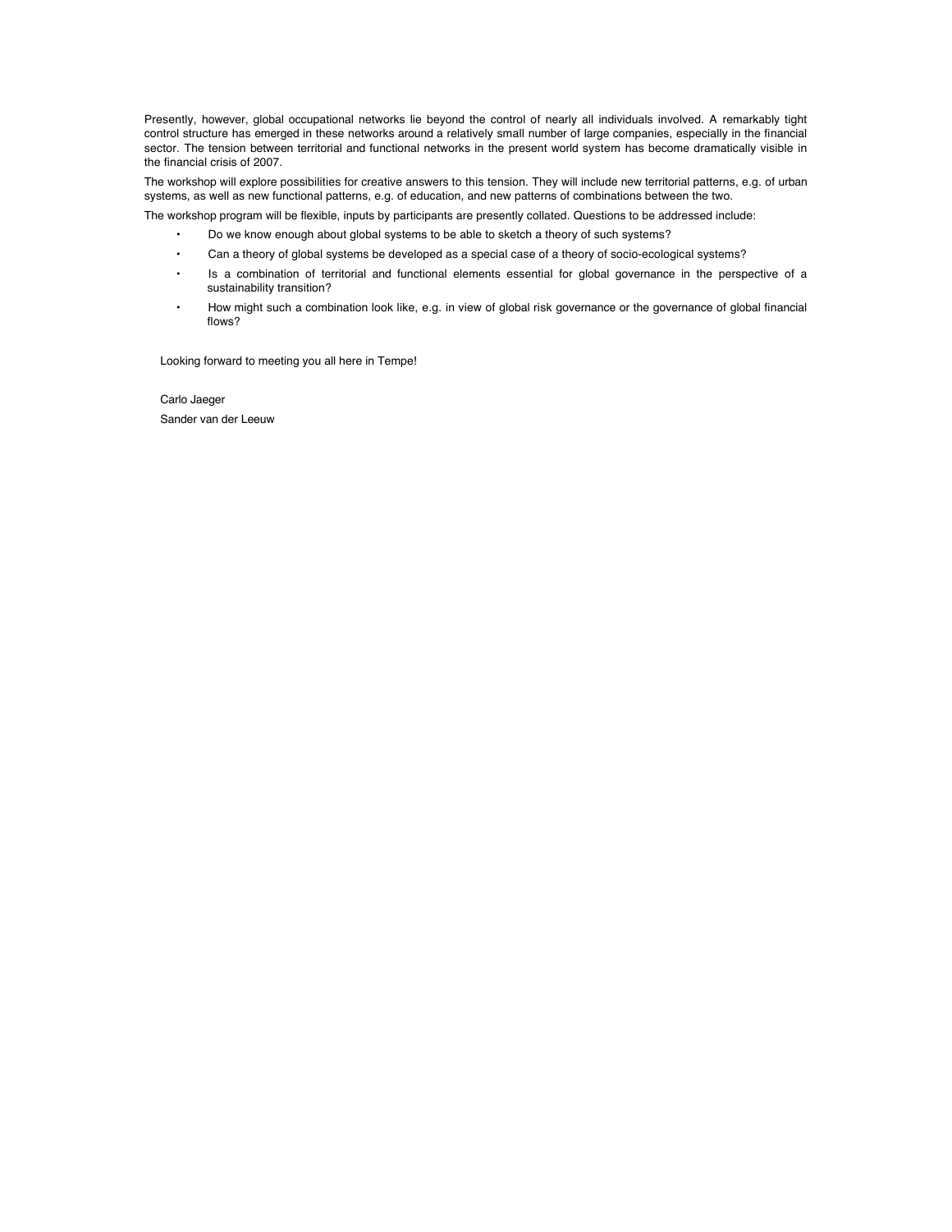Presently, however, global occupational networks lie beyond the control of nearly all individuals involved. A remarkably tight control structure has emerged in these networks around a relatively small number of large companies, especially in the financial sector. The tension between territorial and functional networks in the present world system has become dramatically visible in the financial crisis of 2007.

The workshop will explore possibilities for creative answers to this tension. They will include new territorial patterns, e.g. of urban systems, as well as new functional patterns, e.g. of education, and new patterns of combinations between the two.

The workshop program will be flexible, inputs by participants are presently collated. Questions to be addressed include:

- Do we know enough about global systems to be able to sketch a theory of such systems?
- Can a theory of global systems be developed as a special case of a theory of socio-ecological systems?
- Is a combination of territorial and functional elements essential for global governance in the perspective of a sustainability transition?
- How might such a combination look like, e.g. in view of global risk governance or the governance of global financial flows?

Looking forward to meeting you all here in Tempe!

Carlo Jaeger

Sander van der Leeuw